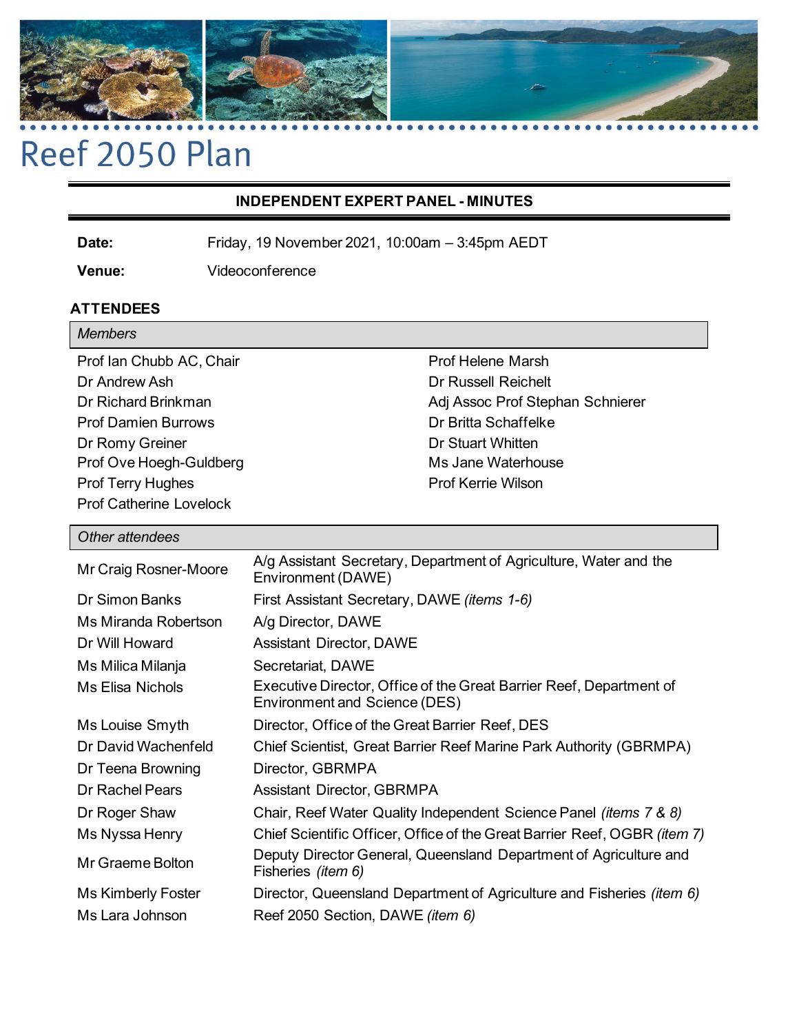# Reef 2050 Plan

## INDEPENDENT EXPERT PANEL - MINUTES

**Date:** Friday, 19 November 2021, 10:00am – 3:45pm AEDT

**Venue:** Videoconference

### ATTENDEES

*Members*

| | |
|---|---|
| Prof Ian Chubb AC, Chair | Prof Helene Marsh |
| Dr Andrew Ash | Dr Russell Reichelt |
| Dr Richard Brinkman | Adj Assoc Prof Stephan Schnierer |
| Prof Damien Burrows | Dr Britta Schaffelke |
| Dr Romy Greiner | Dr Stuart Whitten |
| Prof Ove Hoegh-Guldberg | Ms Jane Waterhouse |
| Prof Terry Hughes | Prof Kerrie Wilson |
| Prof Catherine Lovelock | |

*Other attendees*

| | |
|---|---|
| Mr Craig Rosner-Moore | A/g Assistant Secretary, Department of Agriculture, Water and the Environment (DAWE) |
| Dr Simon Banks | First Assistant Secretary, DAWE *(items 1-6)* |
| Ms Miranda Robertson | A/g Director, DAWE |
| Dr Will Howard | Assistant Director, DAWE |
| Ms Milica Milanja | Secretariat, DAWE |
| Ms Elisa Nichols | Executive Director, Office of the Great Barrier Reef, Department of Environment and Science (DES) |
| Ms Louise Smyth | Director, Office of the Great Barrier Reef, DES |
| Dr David Wachenfeld | Chief Scientist, Great Barrier Reef Marine Park Authority (GBRMPA) |
| Dr Teena Browning | Director, GBRMPA |
| Dr Rachel Pears | Assistant Director, GBRMPA |
| Dr Roger Shaw | Chair, Reef Water Quality Independent Science Panel *(items 7 & 8)* |
| Ms Nyssa Henry | Chief Scientific Officer, Office of the Great Barrier Reef, OGBR *(item 7)* |
| Mr Graeme Bolton | Deputy Director General, Queensland Department of Agriculture and Fisheries *(item 6)* |
| Ms Kimberly Foster | Director, Queensland Department of Agriculture and Fisheries *(item 6)* |
| Ms Lara Johnson | Reef 2050 Section, DAWE *(item 6)* |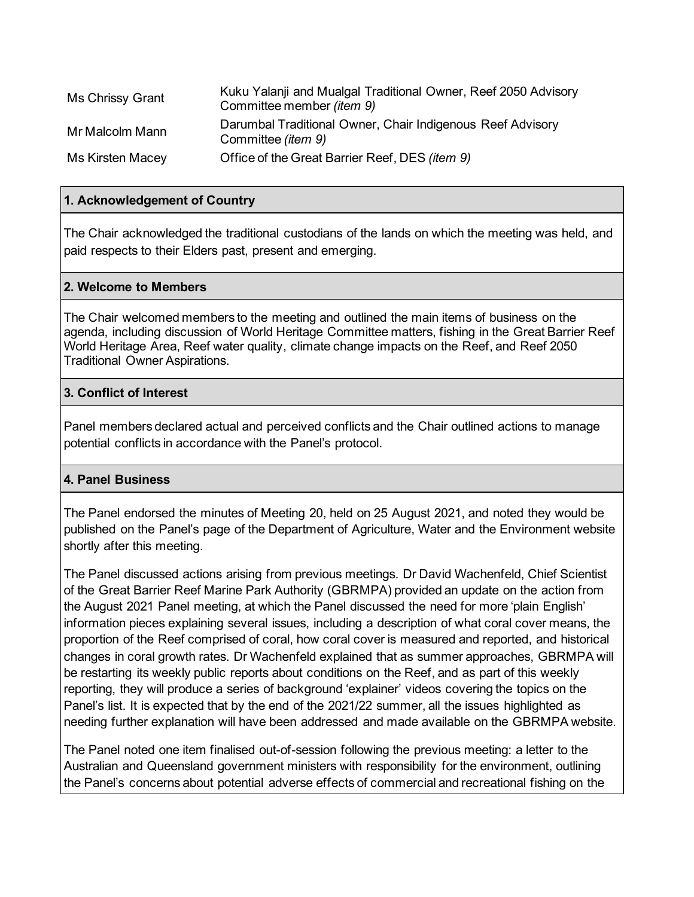| | |
|---|---|
| Ms Chrissy Grant | Kuku Yalanji and Mualgal Traditional Owner, Reef 2050 Advisory Committee member *(item 9)* |
| Mr Malcolm Mann | Darumbal Traditional Owner, Chair Indigenous Reef Advisory Committee *(item 9)* |
| Ms Kirsten Macey | Office of the Great Barrier Reef, DES *(item 9)* |

## 1. Acknowledgement of Country

The Chair acknowledged the traditional custodians of the lands on which the meeting was held, and paid respects to their Elders past, present and emerging.

## 2. Welcome to Members

The Chair welcomed members to the meeting and outlined the main items of business on the agenda, including discussion of World Heritage Committee matters, fishing in the Great Barrier Reef World Heritage Area, Reef water quality, climate change impacts on the Reef, and Reef 2050 Traditional Owner Aspirations.

## 3. Conflict of Interest

Panel members declared actual and perceived conflicts and the Chair outlined actions to manage potential conflicts in accordance with the Panel's protocol.

## 4. Panel Business

The Panel endorsed the minutes of Meeting 20, held on 25 August 2021, and noted they would be published on the Panel's page of the Department of Agriculture, Water and the Environment website shortly after this meeting.

The Panel discussed actions arising from previous meetings. Dr David Wachenfeld, Chief Scientist of the Great Barrier Reef Marine Park Authority (GBRMPA) provided an update on the action from the August 2021 Panel meeting, at which the Panel discussed the need for more 'plain English' information pieces explaining several issues, including a description of what coral cover means, the proportion of the Reef comprised of coral, how coral cover is measured and reported, and historical changes in coral growth rates. Dr Wachenfeld explained that as summer approaches, GBRMPA will be restarting its weekly public reports about conditions on the Reef, and as part of this weekly reporting, they will produce a series of background 'explainer' videos covering the topics on the Panel's list. It is expected that by the end of the 2021/22 summer, all the issues highlighted as needing further explanation will have been addressed and made available on the GBRMPA website.

The Panel noted one item finalised out-of-session following the previous meeting: a letter to the Australian and Queensland government ministers with responsibility for the environment, outlining the Panel's concerns about potential adverse effects of commercial and recreational fishing on the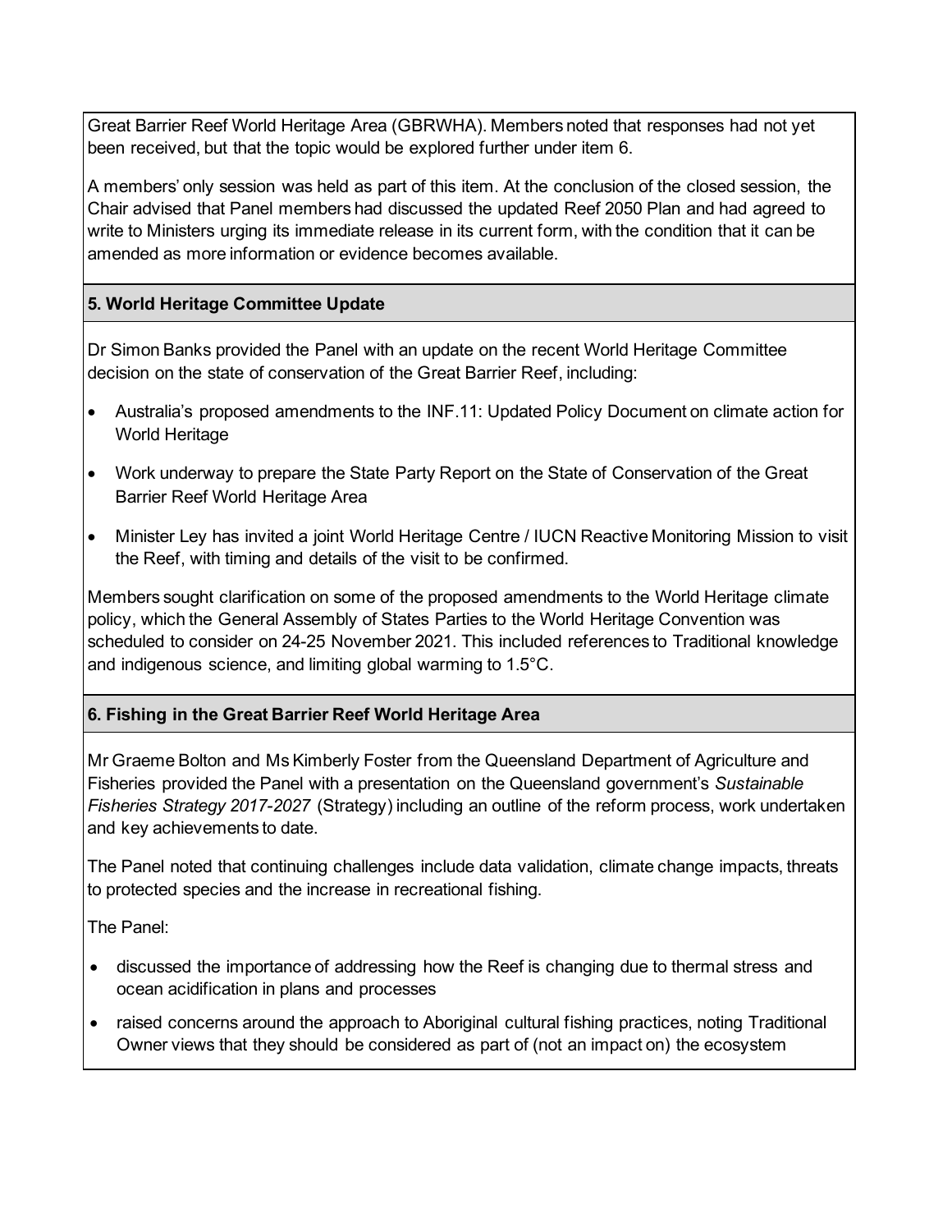Great Barrier Reef World Heritage Area (GBRWHA). Members noted that responses had not yet been received, but that the topic would be explored further under item 6.

A members' only session was held as part of this item. At the conclusion of the closed session, the Chair advised that Panel members had discussed the updated Reef 2050 Plan and had agreed to write to Ministers urging its immediate release in its current form, with the condition that it can be amended as more information or evidence becomes available.

### 5. World Heritage Committee Update

Dr Simon Banks provided the Panel with an update on the recent World Heritage Committee decision on the state of conservation of the Great Barrier Reef, including:

- Australia's proposed amendments to the INF.11: Updated Policy Document on climate action for World Heritage
- Work underway to prepare the State Party Report on the State of Conservation of the Great Barrier Reef World Heritage Area
- Minister Ley has invited a joint World Heritage Centre / IUCN Reactive Monitoring Mission to visit the Reef, with timing and details of the visit to be confirmed.

Members sought clarification on some of the proposed amendments to the World Heritage climate policy, which the General Assembly of States Parties to the World Heritage Convention was scheduled to consider on 24-25 November 2021. This included references to Traditional knowledge and indigenous science, and limiting global warming to 1.5°C.

### 6. Fishing in the Great Barrier Reef World Heritage Area

Mr Graeme Bolton and Ms Kimberly Foster from the Queensland Department of Agriculture and Fisheries provided the Panel with a presentation on the Queensland government's *Sustainable Fisheries Strategy 2017-2027* (Strategy) including an outline of the reform process, work undertaken and key achievements to date.

The Panel noted that continuing challenges include data validation, climate change impacts, threats to protected species and the increase in recreational fishing.

The Panel:

- discussed the importance of addressing how the Reef is changing due to thermal stress and ocean acidification in plans and processes
- raised concerns around the approach to Aboriginal cultural fishing practices, noting Traditional Owner views that they should be considered as part of (not an impact on) the ecosystem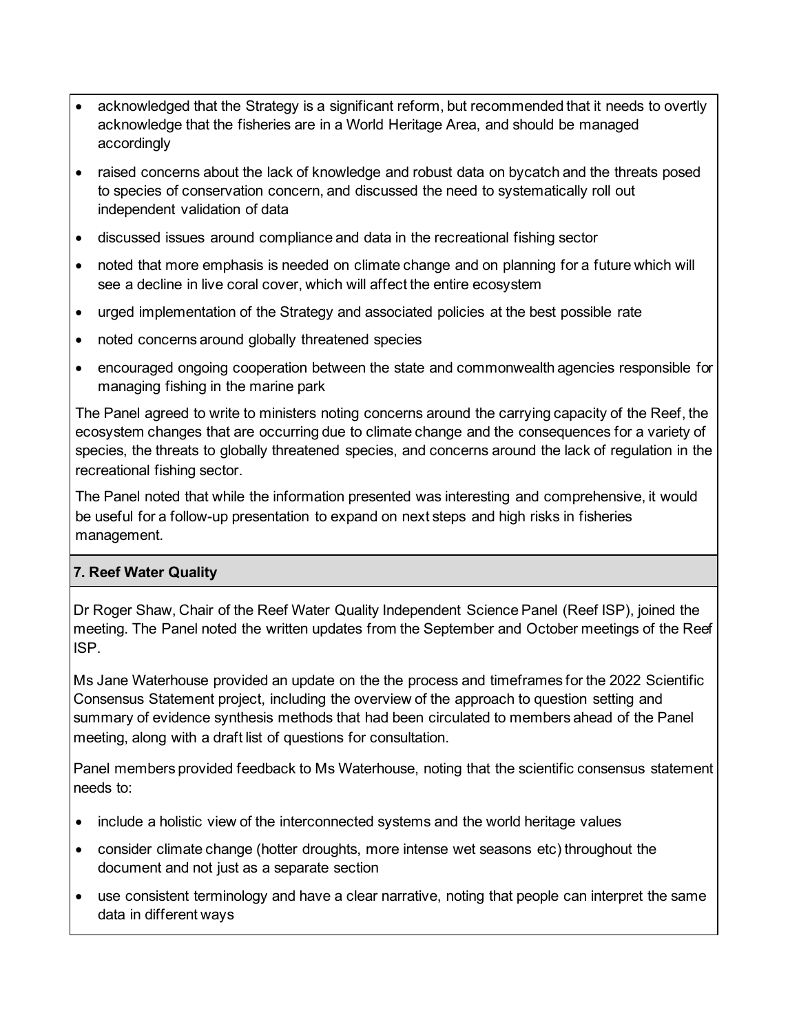- acknowledged that the Strategy is a significant reform, but recommended that it needs to overtly acknowledge that the fisheries are in a World Heritage Area, and should be managed accordingly
- raised concerns about the lack of knowledge and robust data on bycatch and the threats posed to species of conservation concern, and discussed the need to systematically roll out independent validation of data
- discussed issues around compliance and data in the recreational fishing sector
- noted that more emphasis is needed on climate change and on planning for a future which will see a decline in live coral cover, which will affect the entire ecosystem
- urged implementation of the Strategy and associated policies at the best possible rate
- noted concerns around globally threatened species
- encouraged ongoing cooperation between the state and commonwealth agencies responsible for managing fishing in the marine park

The Panel agreed to write to ministers noting concerns around the carrying capacity of the Reef, the ecosystem changes that are occurring due to climate change and the consequences for a variety of species, the threats to globally threatened species, and concerns around the lack of regulation in the recreational fishing sector.

The Panel noted that while the information presented was interesting and comprehensive, it would be useful for a follow-up presentation to expand on next steps and high risks in fisheries management.

## 7. Reef Water Quality

Dr Roger Shaw, Chair of the Reef Water Quality Independent Science Panel (Reef ISP), joined the meeting. The Panel noted the written updates from the September and October meetings of the Reef ISP.

Ms Jane Waterhouse provided an update on the the process and timeframes for the 2022 Scientific Consensus Statement project, including the overview of the approach to question setting and summary of evidence synthesis methods that had been circulated to members ahead of the Panel meeting, along with a draft list of questions for consultation.

Panel members provided feedback to Ms Waterhouse, noting that the scientific consensus statement needs to:

- include a holistic view of the interconnected systems and the world heritage values
- consider climate change (hotter droughts, more intense wet seasons etc) throughout the document and not just as a separate section
- use consistent terminology and have a clear narrative, noting that people can interpret the same data in different ways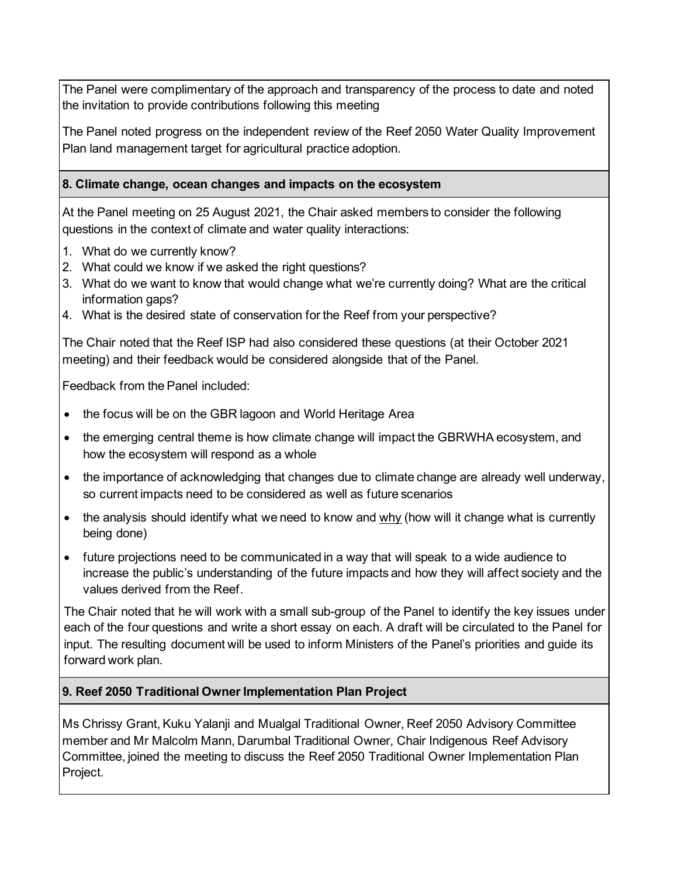The Panel were complimentary of the approach and transparency of the process to date and noted the invitation to provide contributions following this meeting

The Panel noted progress on the independent review of the Reef 2050 Water Quality Improvement Plan land management target for agricultural practice adoption.

### 8. Climate change, ocean changes and impacts on the ecosystem

At the Panel meeting on 25 August 2021, the Chair asked members to consider the following questions in the context of climate and water quality interactions:

1. What do we currently know?
2. What could we know if we asked the right questions?
3. What do we want to know that would change what we're currently doing? What are the critical information gaps?
4. What is the desired state of conservation for the Reef from your perspective?

The Chair noted that the Reef ISP had also considered these questions (at their October 2021 meeting) and their feedback would be considered alongside that of the Panel.

Feedback from the Panel included:

- the focus will be on the GBR lagoon and World Heritage Area
- the emerging central theme is how climate change will impact the GBRWHA ecosystem, and how the ecosystem will respond as a whole
- the importance of acknowledging that changes due to climate change are already well underway, so current impacts need to be considered as well as future scenarios
- the analysis should identify what we need to know and why (how will it change what is currently being done)
- future projections need to be communicated in a way that will speak to a wide audience to increase the public's understanding of the future impacts and how they will affect society and the values derived from the Reef.

The Chair noted that he will work with a small sub-group of the Panel to identify the key issues under each of the four questions and write a short essay on each. A draft will be circulated to the Panel for input. The resulting document will be used to inform Ministers of the Panel's priorities and guide its forward work plan.

### 9. Reef 2050 Traditional Owner Implementation Plan Project

Ms Chrissy Grant, Kuku Yalanji and Mualgal Traditional Owner, Reef 2050 Advisory Committee member and Mr Malcolm Mann, Darumbal Traditional Owner, Chair Indigenous Reef Advisory Committee, joined the meeting to discuss the Reef 2050 Traditional Owner Implementation Plan Project.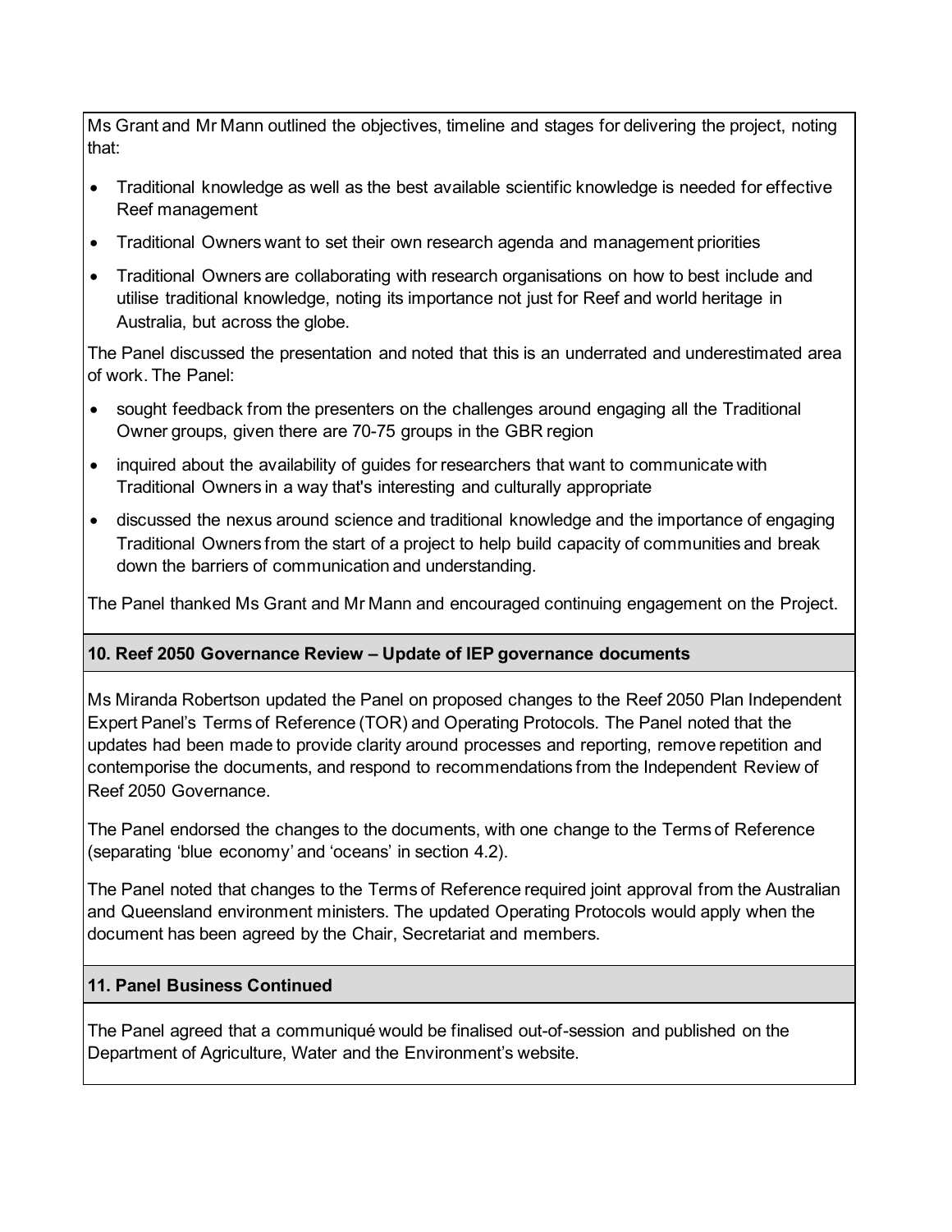Ms Grant and Mr Mann outlined the objectives, timeline and stages for delivering the project, noting that:

- Traditional knowledge as well as the best available scientific knowledge is needed for effective Reef management
- Traditional Owners want to set their own research agenda and management priorities
- Traditional Owners are collaborating with research organisations on how to best include and utilise traditional knowledge, noting its importance not just for Reef and world heritage in Australia, but across the globe.

The Panel discussed the presentation and noted that this is an underrated and underestimated area of work. The Panel:

- sought feedback from the presenters on the challenges around engaging all the Traditional Owner groups, given there are 70-75 groups in the GBR region
- inquired about the availability of guides for researchers that want to communicate with Traditional Owners in a way that's interesting and culturally appropriate
- discussed the nexus around science and traditional knowledge and the importance of engaging Traditional Owners from the start of a project to help build capacity of communities and break down the barriers of communication and understanding.

The Panel thanked Ms Grant and Mr Mann and encouraged continuing engagement on the Project.

**10. Reef 2050 Governance Review – Update of IEP governance documents**

Ms Miranda Robertson updated the Panel on proposed changes to the Reef 2050 Plan Independent Expert Panel's Terms of Reference (TOR) and Operating Protocols. The Panel noted that the updates had been made to provide clarity around processes and reporting, remove repetition and contemporise the documents, and respond to recommendations from the Independent Review of Reef 2050 Governance.

The Panel endorsed the changes to the documents, with one change to the Terms of Reference (separating 'blue economy' and 'oceans' in section 4.2).

The Panel noted that changes to the Terms of Reference required joint approval from the Australian and Queensland environment ministers. The updated Operating Protocols would apply when the document has been agreed by the Chair, Secretariat and members.

**11. Panel Business Continued**

The Panel agreed that a communiqué would be finalised out-of-session and published on the Department of Agriculture, Water and the Environment's website.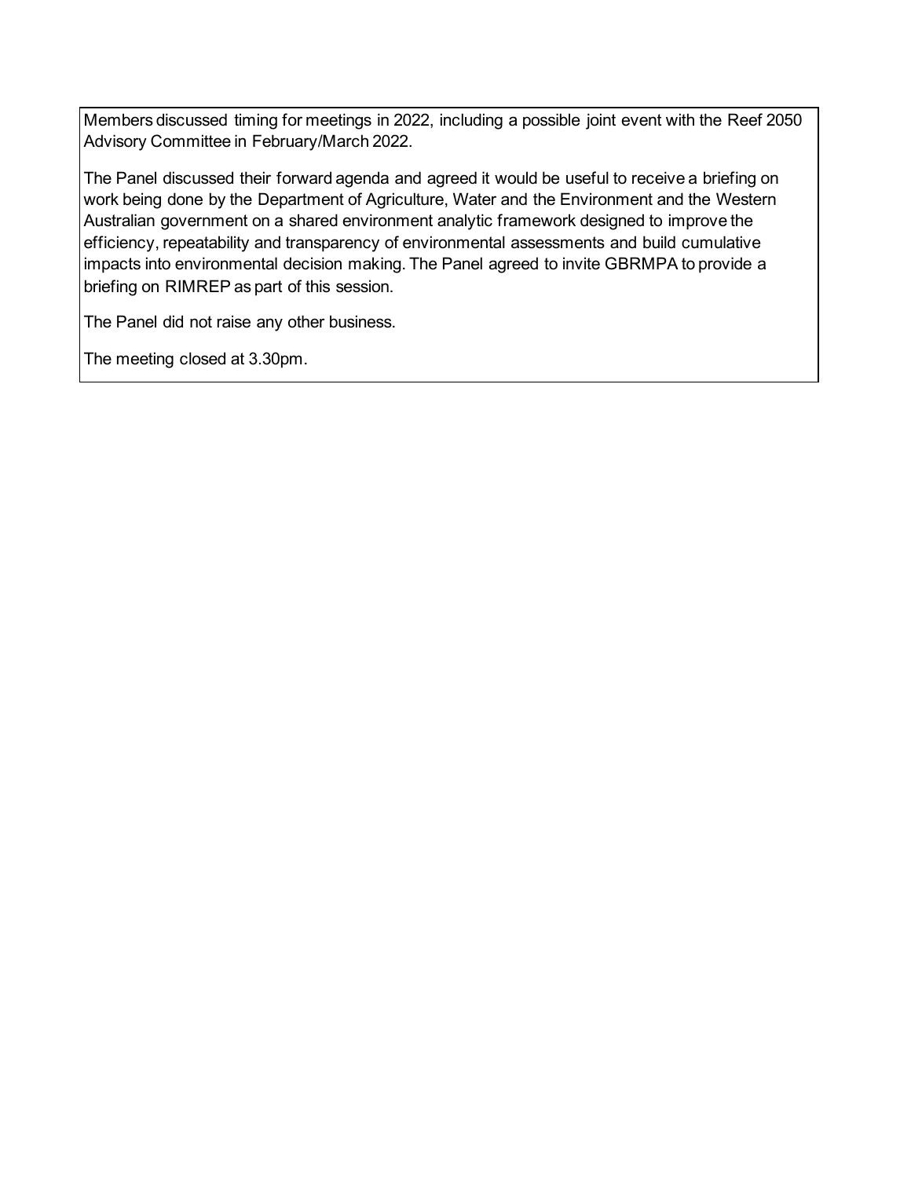Members discussed timing for meetings in 2022, including a possible joint event with the Reef 2050 Advisory Committee in February/March 2022.

The Panel discussed their forward agenda and agreed it would be useful to receive a briefing on work being done by the Department of Agriculture, Water and the Environment and the Western Australian government on a shared environment analytic framework designed to improve the efficiency, repeatability and transparency of environmental assessments and build cumulative impacts into environmental decision making. The Panel agreed to invite GBRMPA to provide a briefing on RIMREP as part of this session.

The Panel did not raise any other business.

The meeting closed at 3.30pm.